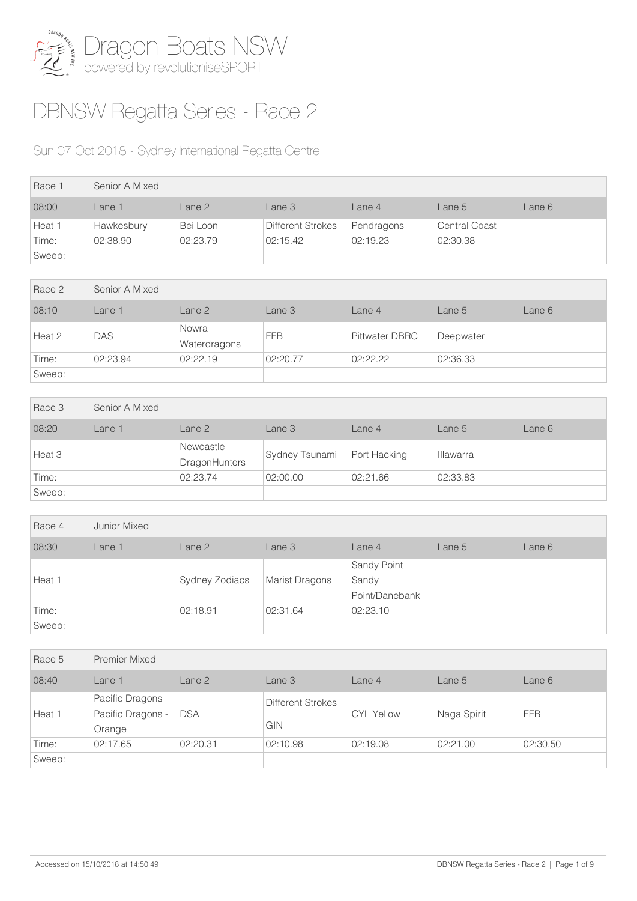# Dragon Boats NSW

powered by revolutioniseSPORT

# DBNSW Regatta Series - Race 2

## Sun 07 Oct 2018 - Sydney International Regatta Centre

| Race 1 | Senior A Mixed | | | | | |
|---|---|---|---|---|---|---|
| 08:00 | Lane 1 | Lane 2 | Lane 3 | Lane 4 | Lane 5 | Lane 6 |
| Heat 1 | Hawkesbury | Bei Loon | Different Strokes | Pendragons | Central Coast | |
| Time: | 02:38.90 | 02:23.79 | 02:15.42 | 02:19.23 | 02:30.38 | |
| Sweep: | | | | | | |

| Race 2 | Senior A Mixed | | | | | |
|---|---|---|---|---|---|---|
| 08:10 | Lane 1 | Lane 2 | Lane 3 | Lane 4 | Lane 5 | Lane 6 |
| Heat 2 | DAS | Nowra Waterdragons | FFB | Pittwater DBRC | Deepwater | |
| Time: | 02:23.94 | 02:22.19 | 02:20.77 | 02:22.22 | 02:36.33 | |
| Sweep: | | | | | | |

| Race 3 | Senior A Mixed | | | | | |
|---|---|---|---|---|---|---|
| 08:20 | Lane 1 | Lane 2 | Lane 3 | Lane 4 | Lane 5 | Lane 6 |
| Heat 3 | | Newcastle DragonHunters | Sydney Tsunami | Port Hacking | Illawarra | |
| Time: | | 02:23.74 | 02:00.00 | 02:21.66 | 02:33.83 | |
| Sweep: | | | | | | |

| Race 4 | Junior Mixed | | | | | |
|---|---|---|---|---|---|---|
| 08:30 | Lane 1 | Lane 2 | Lane 3 | Lane 4 | Lane 5 | Lane 6 |
| Heat 1 | | Sydney Zodiacs | Marist Dragons | Sandy Point Sandy Point/Danebank | | |
| Time: | | 02:18.91 | 02:31.64 | 02:23.10 | | |
| Sweep: | | | | | | |

| Race 5 | Premier Mixed | | | | | |
|---|---|---|---|---|---|---|
| 08:40 | Lane 1 | Lane 2 | Lane 3 | Lane 4 | Lane 5 | Lane 6 |
| Heat 1 | Pacific Dragons Pacific Dragons - Orange | DSA | Different Strokes GIN | CYL Yellow | Naga Spirit | FFB |
| Time: | 02:17.65 | 02:20.31 | 02:10.98 | 02:19.08 | 02:21.00 | 02:30.50 |
| Sweep: | | | | | | |

Accessed on 15/10/2018 at 14:50:49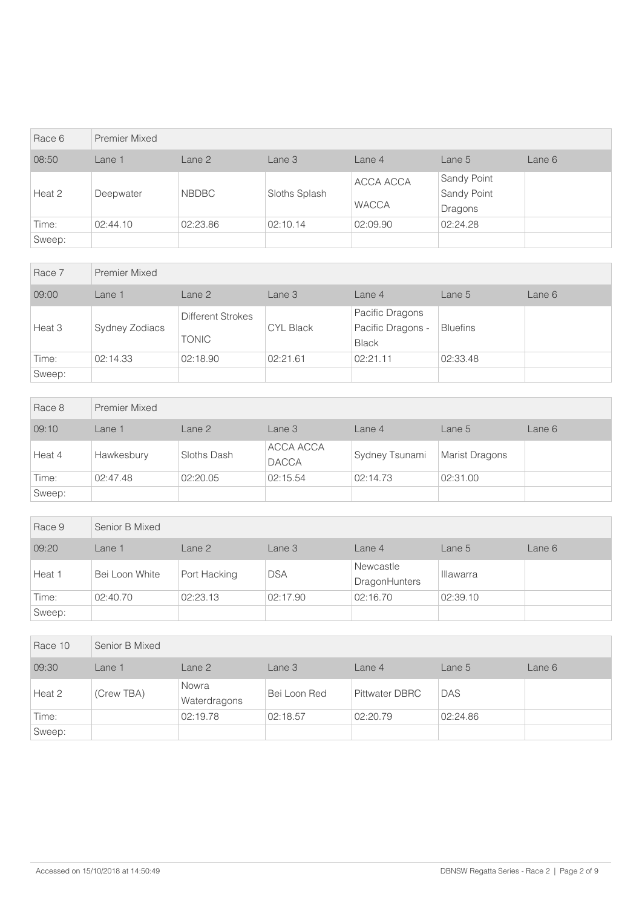| Race 6 | Premier Mixed | | | | | |
|---|---|---|---|---|---|---|
| 08:50 | Lane 1 | Lane 2 | Lane 3 | Lane 4 | Lane 5 | Lane 6 |
| Heat 2 | Deepwater | NBDBC | Sloths Splash | ACCA ACCA WACCA | Sandy Point Sandy Point Dragons | |
| Time: | 02:44.10 | 02:23.86 | 02:10.14 | 02:09.90 | 02:24.28 | |
| Sweep: | | | | | | |

| Race 7 | Premier Mixed | | | | | |
|---|---|---|---|---|---|---|
| 09:00 | Lane 1 | Lane 2 | Lane 3 | Lane 4 | Lane 5 | Lane 6 |
| Heat 3 | Sydney Zodiacs | Different Strokes TONIC | CYL Black | Pacific Dragons Pacific Dragons - Black | Bluefins | |
| Time: | 02:14.33 | 02:18.90 | 02:21.61 | 02:21.11 | 02:33.48 | |
| Sweep: | | | | | | |

| Race 8 | Premier Mixed | | | | | |
|---|---|---|---|---|---|---|
| 09:10 | Lane 1 | Lane 2 | Lane 3 | Lane 4 | Lane 5 | Lane 6 |
| Heat 4 | Hawkesbury | Sloths Dash | ACCA ACCA DACCA | Sydney Tsunami | Marist Dragons | |
| Time: | 02:47.48 | 02:20.05 | 02:15.54 | 02:14.73 | 02:31.00 | |
| Sweep: | | | | | | |

| Race 9 | Senior B Mixed | | | | | |
|---|---|---|---|---|---|---|
| 09:20 | Lane 1 | Lane 2 | Lane 3 | Lane 4 | Lane 5 | Lane 6 |
| Heat 1 | Bei Loon White | Port Hacking | DSA | Newcastle DragonHunters | Illawarra | |
| Time: | 02:40.70 | 02:23.13 | 02:17.90 | 02:16.70 | 02:39.10 | |
| Sweep: | | | | | | |

| Race 10 | Senior B Mixed | | | | | |
|---|---|---|---|---|---|---|
| 09:30 | Lane 1 | Lane 2 | Lane 3 | Lane 4 | Lane 5 | Lane 6 |
| Heat 2 | (Crew TBA) | Nowra Waterdragons | Bei Loon Red | Pittwater DBRC | DAS | |
| Time: | | 02:19.78 | 02:18.57 | 02:20.79 | 02:24.86 | |
| Sweep: | | | | | | |

Accessed on 15/10/2018 at 14:50:49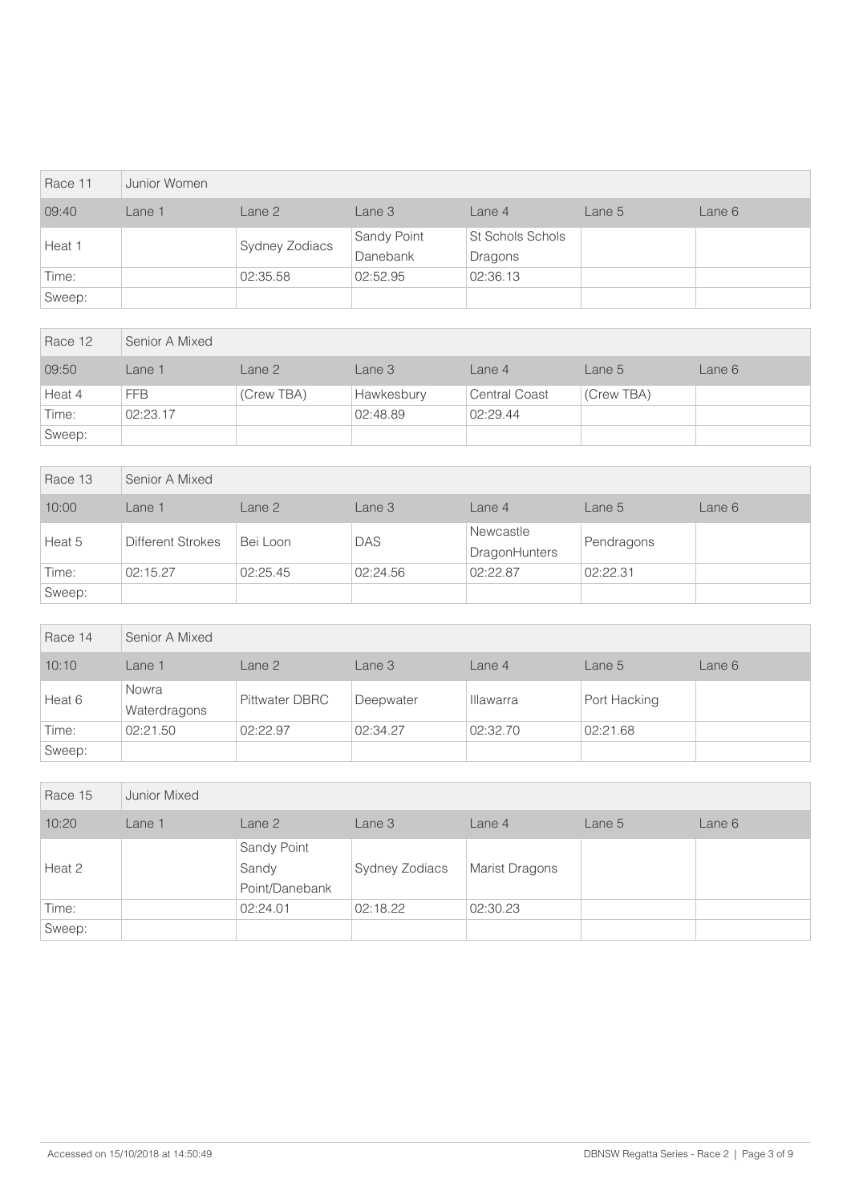| Race 11 | Junior Women | | | | | |
|---|---|---|---|---|---|---|
| 09:40 | Lane 1 | Lane 2 | Lane 3 | Lane 4 | Lane 5 | Lane 6 |
| Heat 1 | | Sydney Zodiacs | Sandy Point Danebank | St Schols Schols Dragons | | |
| Time: | | 02:35.58 | 02:52.95 | 02:36.13 | | |
| Sweep: | | | | | | |

| Race 12 | Senior A Mixed | | | | | |
|---|---|---|---|---|---|---|
| 09:50 | Lane 1 | Lane 2 | Lane 3 | Lane 4 | Lane 5 | Lane 6 |
| Heat 4 | FFB | (Crew TBA) | Hawkesbury | Central Coast | (Crew TBA) | |
| Time: | 02:23.17 | | 02:48.89 | 02:29.44 | | |
| Sweep: | | | | | | |

| Race 13 | Senior A Mixed | | | | | |
|---|---|---|---|---|---|---|
| 10:00 | Lane 1 | Lane 2 | Lane 3 | Lane 4 | Lane 5 | Lane 6 |
| Heat 5 | Different Strokes | Bei Loon | DAS | Newcastle DragonHunters | Pendragons | |
| Time: | 02:15.27 | 02:25.45 | 02:24.56 | 02:22.87 | 02:22.31 | |
| Sweep: | | | | | | |

| Race 14 | Senior A Mixed | | | | | |
|---|---|---|---|---|---|---|
| 10:10 | Lane 1 | Lane 2 | Lane 3 | Lane 4 | Lane 5 | Lane 6 |
| Heat 6 | Nowra Waterdragons | Pittwater DBRC | Deepwater | Illawarra | Port Hacking | |
| Time: | 02:21.50 | 02:22.97 | 02:34.27 | 02:32.70 | 02:21.68 | |
| Sweep: | | | | | | |

| Race 15 | Junior Mixed | | | | | |
|---|---|---|---|---|---|---|
| 10:20 | Lane 1 | Lane 2 | Lane 3 | Lane 4 | Lane 5 | Lane 6 |
| Heat 2 | | Sandy Point Sandy Point/Danebank | Sydney Zodiacs | Marist Dragons | | |
| Time: | | 02:24.01 | 02:18.22 | 02:30.23 | | |
| Sweep: | | | | | | |

Accessed on 15/10/2018 at 14:50:49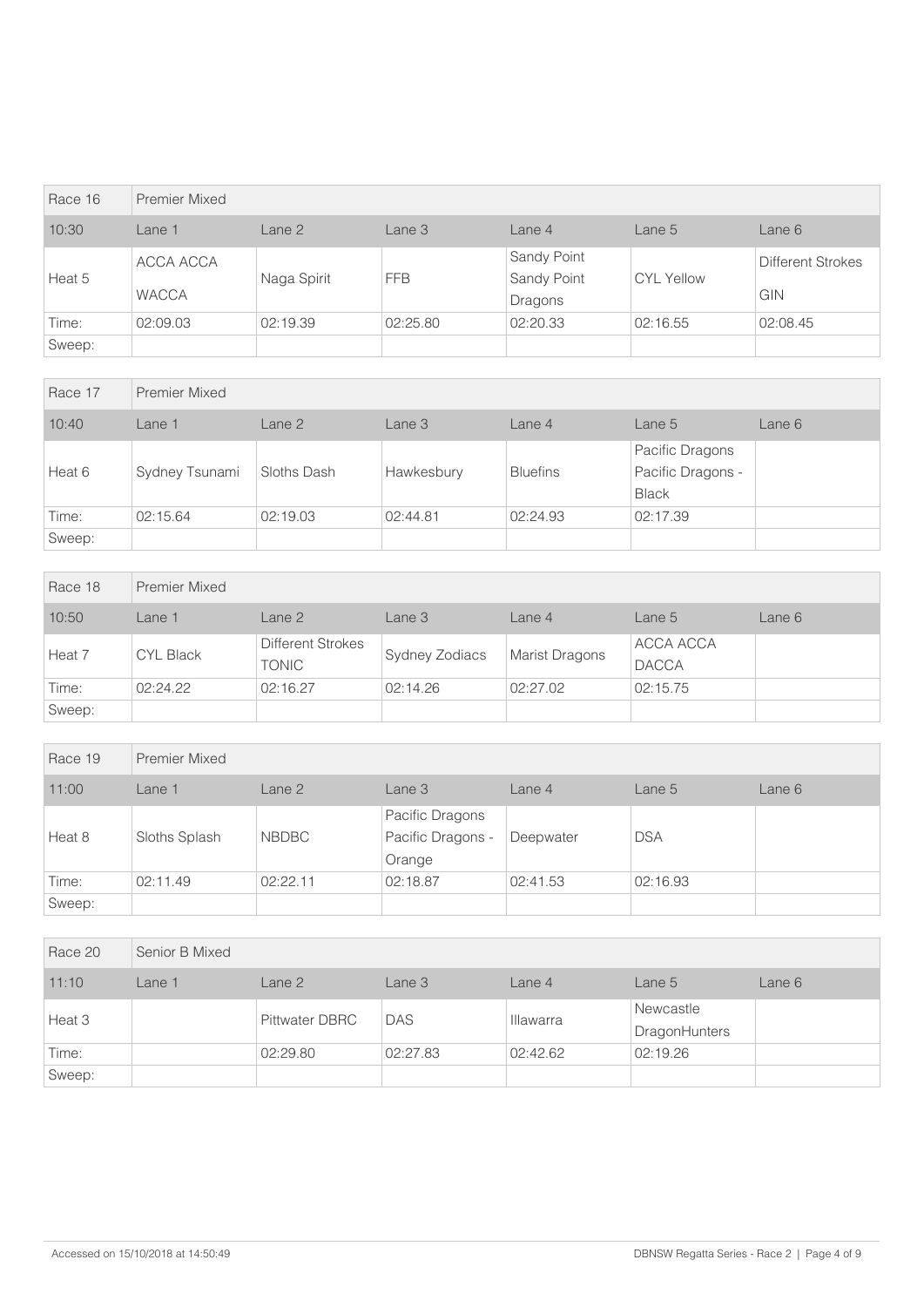| Race 16 | Premier Mixed | | | | | |
|---|---|---|---|---|---|---|
| 10:30 | Lane 1 | Lane 2 | Lane 3 | Lane 4 | Lane 5 | Lane 6 |
| Heat 5 | ACCA ACCA WACCA | Naga Spirit | FFB | Sandy Point Sandy Point Dragons | CYL Yellow | Different Strokes GIN |
| Time: | 02:09.03 | 02:19.39 | 02:25.80 | 02:20.33 | 02:16.55 | 02:08.45 |
| Sweep: | | | | | | |

| Race 17 | Premier Mixed | | | | | |
|---|---|---|---|---|---|---|
| 10:40 | Lane 1 | Lane 2 | Lane 3 | Lane 4 | Lane 5 | Lane 6 |
| Heat 6 | Sydney Tsunami | Sloths Dash | Hawkesbury | Bluefins | Pacific Dragons Pacific Dragons - Black | |
| Time: | 02:15.64 | 02:19.03 | 02:44.81 | 02:24.93 | 02:17.39 | |
| Sweep: | | | | | | |

| Race 18 | Premier Mixed | | | | | |
|---|---|---|---|---|---|---|
| 10:50 | Lane 1 | Lane 2 | Lane 3 | Lane 4 | Lane 5 | Lane 6 |
| Heat 7 | CYL Black | Different Strokes TONIC | Sydney Zodiacs | Marist Dragons | ACCA ACCA DACCA | |
| Time: | 02:24.22 | 02:16.27 | 02:14.26 | 02:27.02 | 02:15.75 | |
| Sweep: | | | | | | |

| Race 19 | Premier Mixed | | | | | |
|---|---|---|---|---|---|---|
| 11:00 | Lane 1 | Lane 2 | Lane 3 | Lane 4 | Lane 5 | Lane 6 |
| Heat 8 | Sloths Splash | NBDBC | Pacific Dragons Pacific Dragons - Orange | Deepwater | DSA | |
| Time: | 02:11.49 | 02:22.11 | 02:18.87 | 02:41.53 | 02:16.93 | |
| Sweep: | | | | | | |

| Race 20 | Senior B Mixed | | | | | |
|---|---|---|---|---|---|---|
| 11:10 | Lane 1 | Lane 2 | Lane 3 | Lane 4 | Lane 5 | Lane 6 |
| Heat 3 | | Pittwater DBRC | DAS | Illawarra | Newcastle DragonHunters | |
| Time: | | 02:29.80 | 02:27.83 | 02:42.62 | 02:19.26 | |
| Sweep: | | | | | | |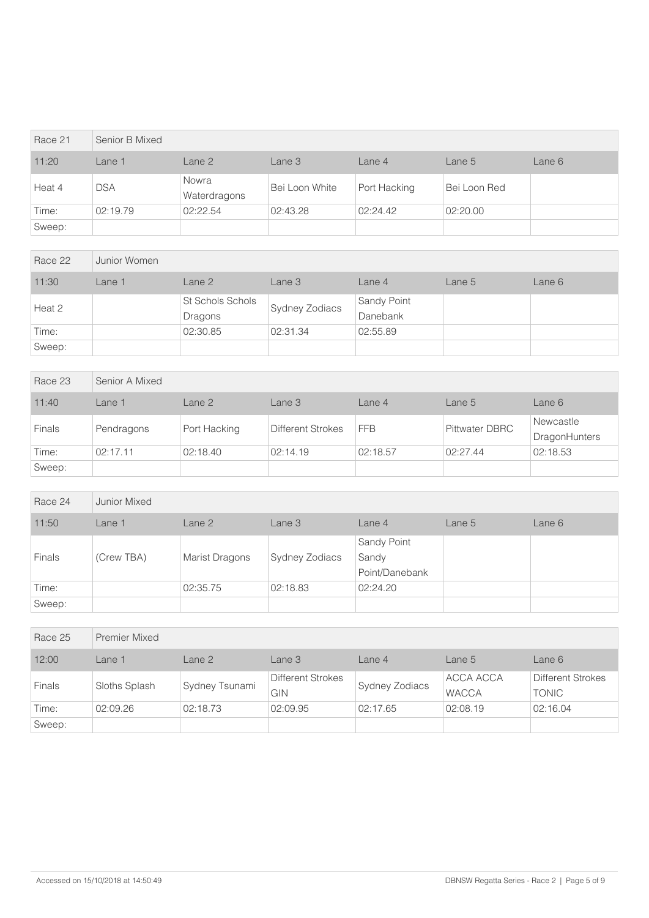| Race 21 | Senior B Mixed | | | | | |
|---|---|---|---|---|---|---|
| 11:20 | Lane 1 | Lane 2 | Lane 3 | Lane 4 | Lane 5 | Lane 6 |
| Heat 4 | DSA | Nowra Waterdragons | Bei Loon White | Port Hacking | Bei Loon Red | |
| Time: | 02:19.79 | 02:22.54 | 02:43.28 | 02:24.42 | 02:20.00 | |
| Sweep: | | | | | | |

| Race 22 | Junior Women | | | | | |
|---|---|---|---|---|---|---|
| 11:30 | Lane 1 | Lane 2 | Lane 3 | Lane 4 | Lane 5 | Lane 6 |
| Heat 2 | | St Schols Schols Dragons | Sydney Zodiacs | Sandy Point Danebank | | |
| Time: | | 02:30.85 | 02:31.34 | 02:55.89 | | |
| Sweep: | | | | | | |

| Race 23 | Senior A Mixed | | | | | |
|---|---|---|---|---|---|---|
| 11:40 | Lane 1 | Lane 2 | Lane 3 | Lane 4 | Lane 5 | Lane 6 |
| Finals | Pendragons | Port Hacking | Different Strokes | FFB | Pittwater DBRC | Newcastle DragonHunters |
| Time: | 02:17.11 | 02:18.40 | 02:14.19 | 02:18.57 | 02:27.44 | 02:18.53 |
| Sweep: | | | | | | |

| Race 24 | Junior Mixed | | | | | |
|---|---|---|---|---|---|---|
| 11:50 | Lane 1 | Lane 2 | Lane 3 | Lane 4 | Lane 5 | Lane 6 |
| Finals | (Crew TBA) | Marist Dragons | Sydney Zodiacs | Sandy Point Sandy Point/Danebank | | |
| Time: | | 02:35.75 | 02:18.83 | 02:24.20 | | |
| Sweep: | | | | | | |

| Race 25 | Premier Mixed | | | | | |
|---|---|---|---|---|---|---|
| 12:00 | Lane 1 | Lane 2 | Lane 3 | Lane 4 | Lane 5 | Lane 6 |
| Finals | Sloths Splash | Sydney Tsunami | Different Strokes GIN | Sydney Zodiacs | ACCA ACCA WACCA | Different Strokes TONIC |
| Time: | 02:09.26 | 02:18.73 | 02:09.95 | 02:17.65 | 02:08.19 | 02:16.04 |
| Sweep: | | | | | | |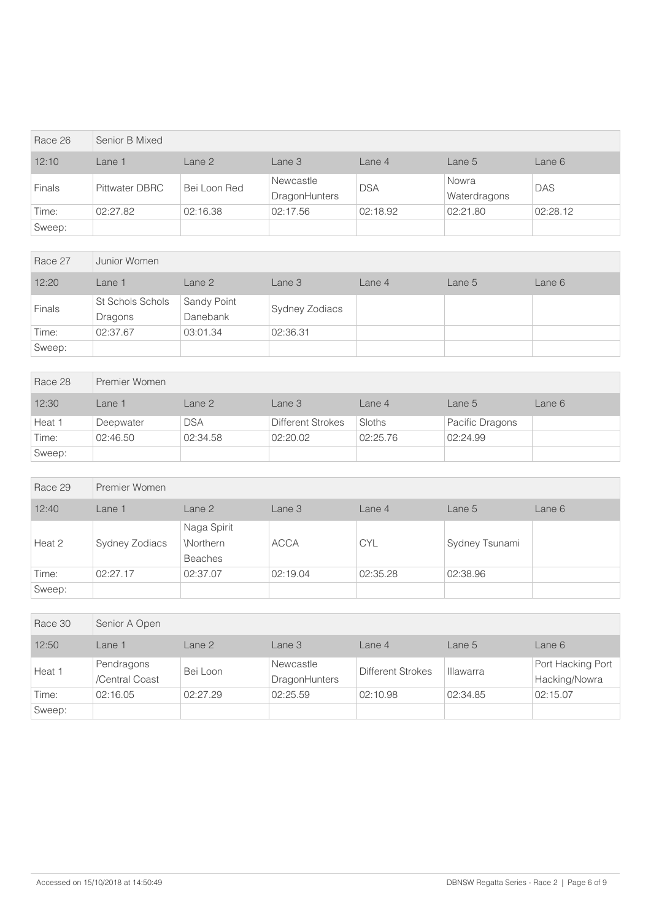| Race 26 | Senior B Mixed | | | | | |
|---|---|---|---|---|---|---|
| 12:10 | Lane 1 | Lane 2 | Lane 3 | Lane 4 | Lane 5 | Lane 6 |
| Finals | Pittwater DBRC | Bei Loon Red | Newcastle DragonHunters | DSA | Nowra Waterdragons | DAS |
| Time: | 02:27.82 | 02:16.38 | 02:17.56 | 02:18.92 | 02:21.80 | 02:28.12 |
| Sweep: | | | | | | |

| Race 27 | Junior Women | | | | | |
|---|---|---|---|---|---|---|
| 12:20 | Lane 1 | Lane 2 | Lane 3 | Lane 4 | Lane 5 | Lane 6 |
| Finals | St Schols Schols Dragons | Sandy Point Danebank | Sydney Zodiacs | | | |
| Time: | 02:37.67 | 03:01.34 | 02:36.31 | | | |
| Sweep: | | | | | | |

| Race 28 | Premier Women | | | | | |
|---|---|---|---|---|---|---|
| 12:30 | Lane 1 | Lane 2 | Lane 3 | Lane 4 | Lane 5 | Lane 6 |
| Heat 1 | Deepwater | DSA | Different Strokes | Sloths | Pacific Dragons | |
| Time: | 02:46.50 | 02:34.58 | 02:20.02 | 02:25.76 | 02:24.99 | |
| Sweep: | | | | | | |

| Race 29 | Premier Women | | | | | |
|---|---|---|---|---|---|---|
| 12:40 | Lane 1 | Lane 2 | Lane 3 | Lane 4 | Lane 5 | Lane 6 |
| Heat 2 | Sydney Zodiacs | Naga Spirit \Northern Beaches | ACCA | CYL | Sydney Tsunami | |
| Time: | 02:27.17 | 02:37.07 | 02:19.04 | 02:35.28 | 02:38.96 | |
| Sweep: | | | | | | |

| Race 30 | Senior A Open | | | | | |
|---|---|---|---|---|---|---|
| 12:50 | Lane 1 | Lane 2 | Lane 3 | Lane 4 | Lane 5 | Lane 6 |
| Heat 1 | Pendragons /Central Coast | Bei Loon | Newcastle DragonHunters | Different Strokes | Illawarra | Port Hacking Port Hacking/Nowra |
| Time: | 02:16.05 | 02:27.29 | 02:25.59 | 02:10.98 | 02:34.85 | 02:15.07 |
| Sweep: | | | | | | |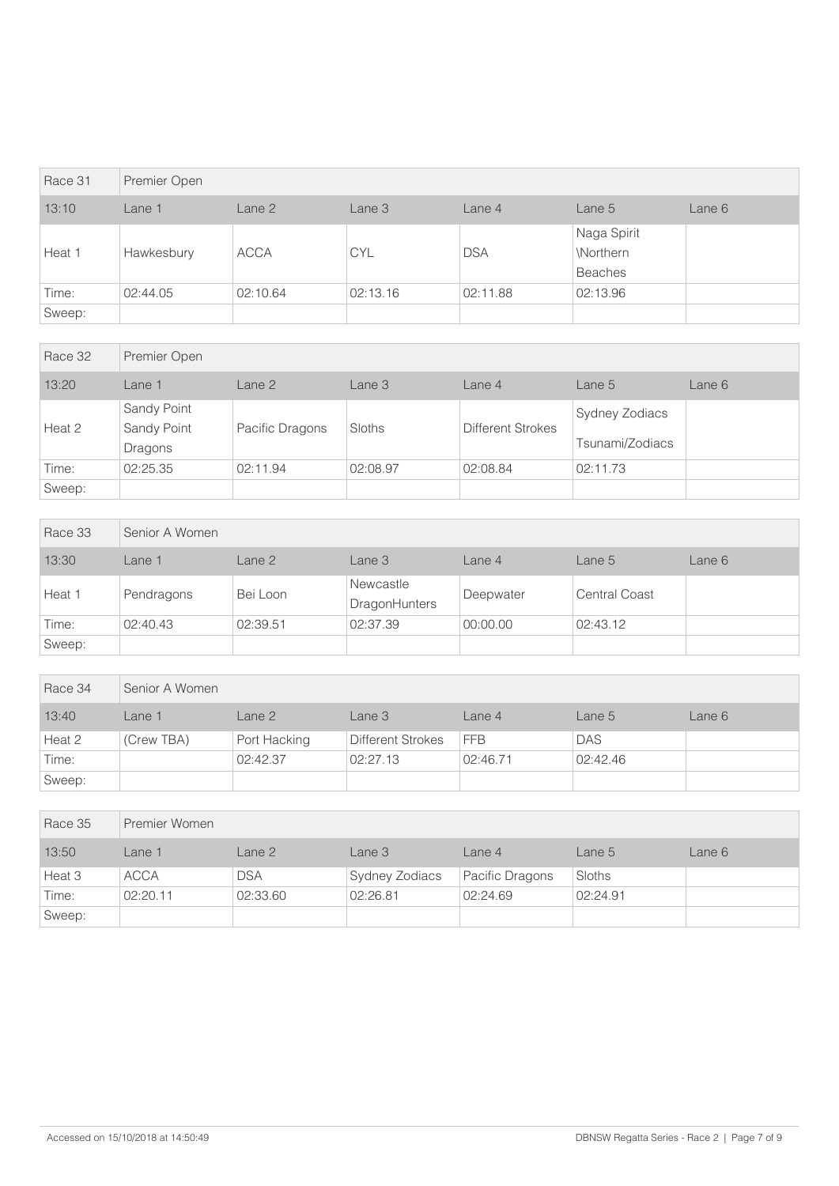| Race 31 | Premier Open | | | | | |
|---|---|---|---|---|---|---|
| 13:10 | Lane 1 | Lane 2 | Lane 3 | Lane 4 | Lane 5 | Lane 6 |
| Heat 1 | Hawkesbury | ACCA | CYL | DSA | Naga Spirit \Northern Beaches | |
| Time: | 02:44.05 | 02:10.64 | 02:13.16 | 02:11.88 | 02:13.96 | |
| Sweep: | | | | | | |

| Race 32 | Premier Open | | | | | |
|---|---|---|---|---|---|---|
| 13:20 | Lane 1 | Lane 2 | Lane 3 | Lane 4 | Lane 5 | Lane 6 |
| Heat 2 | Sandy Point Sandy Point Dragons | Pacific Dragons | Sloths | Different Strokes | Sydney Zodiacs Tsunami/Zodiacs | |
| Time: | 02:25.35 | 02:11.94 | 02:08.97 | 02:08.84 | 02:11.73 | |
| Sweep: | | | | | | |

| Race 33 | Senior A Women | | | | | |
|---|---|---|---|---|---|---|
| 13:30 | Lane 1 | Lane 2 | Lane 3 | Lane 4 | Lane 5 | Lane 6 |
| Heat 1 | Pendragons | Bei Loon | Newcastle DragonHunters | Deepwater | Central Coast | |
| Time: | 02:40.43 | 02:39.51 | 02:37.39 | 00:00.00 | 02:43.12 | |
| Sweep: | | | | | | |

| Race 34 | Senior A Women | | | | | |
|---|---|---|---|---|---|---|
| 13:40 | Lane 1 | Lane 2 | Lane 3 | Lane 4 | Lane 5 | Lane 6 |
| Heat 2 | (Crew TBA) | Port Hacking | Different Strokes | FFB | DAS | |
| Time: | | 02:42.37 | 02:27.13 | 02:46.71 | 02:42.46 | |
| Sweep: | | | | | | |

| Race 35 | Premier Women | | | | | |
|---|---|---|---|---|---|---|
| 13:50 | Lane 1 | Lane 2 | Lane 3 | Lane 4 | Lane 5 | Lane 6 |
| Heat 3 | ACCA | DSA | Sydney Zodiacs | Pacific Dragons | Sloths | |
| Time: | 02:20.11 | 02:33.60 | 02:26.81 | 02:24.69 | 02:24.91 | |
| Sweep: | | | | | | |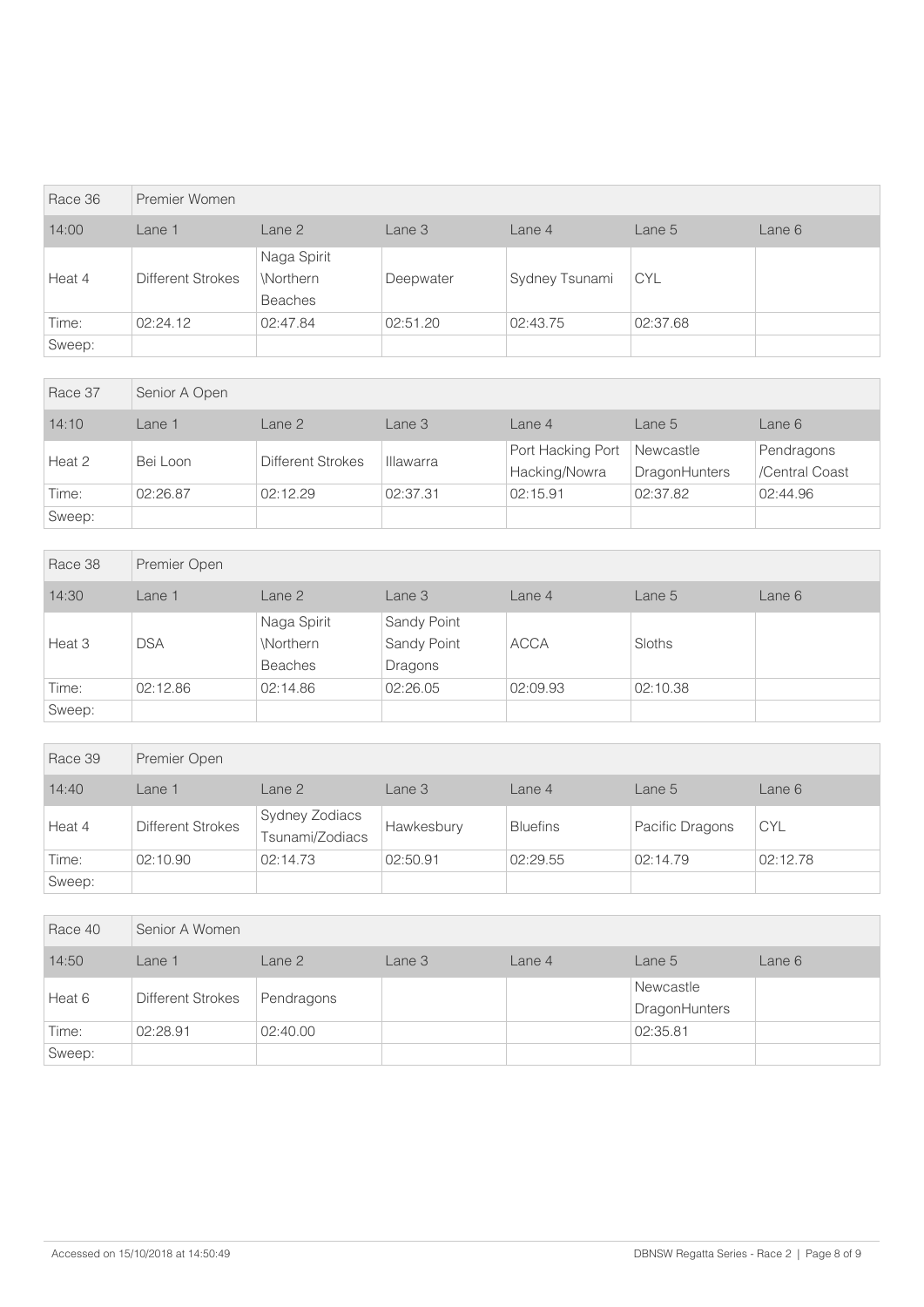| Race 36 | Premier Women | | | | | |
| --- | --- | --- | --- | --- | --- | --- |
| 14:00 | Lane 1 | Lane 2 | Lane 3 | Lane 4 | Lane 5 | Lane 6 |
| Heat 4 | Different Strokes | Naga Spirit \Northern Beaches | Deepwater | Sydney Tsunami | CYL | |
| Time: | 02:24.12 | 02:47.84 | 02:51.20 | 02:43.75 | 02:37.68 | |
| Sweep: | | | | | | |

| Race 37 | Senior A Open | | | | | |
| --- | --- | --- | --- | --- | --- | --- |
| 14:10 | Lane 1 | Lane 2 | Lane 3 | Lane 4 | Lane 5 | Lane 6 |
| Heat 2 | Bei Loon | Different Strokes | Illawarra | Port Hacking Port Hacking/Nowra | Newcastle DragonHunters | Pendragons /Central Coast |
| Time: | 02:26.87 | 02:12.29 | 02:37.31 | 02:15.91 | 02:37.82 | 02:44.96 |
| Sweep: | | | | | | |

| Race 38 | Premier Open | | | | | |
| --- | --- | --- | --- | --- | --- | --- |
| 14:30 | Lane 1 | Lane 2 | Lane 3 | Lane 4 | Lane 5 | Lane 6 |
| Heat 3 | DSA | Naga Spirit \Northern Beaches | Sandy Point Sandy Point Dragons | ACCA | Sloths | |
| Time: | 02:12.86 | 02:14.86 | 02:26.05 | 02:09.93 | 02:10.38 | |
| Sweep: | | | | | | |

| Race 39 | Premier Open | | | | | |
| --- | --- | --- | --- | --- | --- | --- |
| 14:40 | Lane 1 | Lane 2 | Lane 3 | Lane 4 | Lane 5 | Lane 6 |
| Heat 4 | Different Strokes | Sydney Zodiacs Tsunami/Zodiacs | Hawkesbury | Bluefins | Pacific Dragons | CYL |
| Time: | 02:10.90 | 02:14.73 | 02:50.91 | 02:29.55 | 02:14.79 | 02:12.78 |
| Sweep: | | | | | | |

| Race 40 | Senior A Women | | | | | |
| --- | --- | --- | --- | --- | --- | --- |
| 14:50 | Lane 1 | Lane 2 | Lane 3 | Lane 4 | Lane 5 | Lane 6 |
| Heat 6 | Different Strokes | Pendragons | | | Newcastle DragonHunters | |
| Time: | 02:28.91 | 02:40.00 | | | 02:35.81 | |
| Sweep: | | | | | | |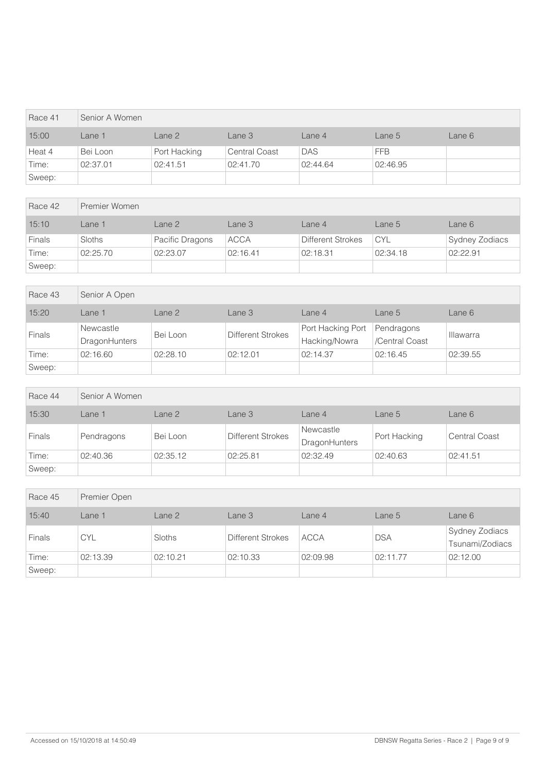| Race 41 | Senior A Women | | | | | |
|---|---|---|---|---|---|---|
| 15:00 | Lane 1 | Lane 2 | Lane 3 | Lane 4 | Lane 5 | Lane 6 |
| Heat 4 | Bei Loon | Port Hacking | Central Coast | DAS | FFB | |
| Time: | 02:37.01 | 02:41.51 | 02:41.70 | 02:44.64 | 02:46.95 | |
| Sweep: | | | | | | |

| Race 42 | Premier Women | | | | | |
|---|---|---|---|---|---|---|
| 15:10 | Lane 1 | Lane 2 | Lane 3 | Lane 4 | Lane 5 | Lane 6 |
| Finals | Sloths | Pacific Dragons | ACCA | Different Strokes | CYL | Sydney Zodiacs |
| Time: | 02:25.70 | 02:23.07 | 02:16.41 | 02:18.31 | 02:34.18 | 02:22.91 |
| Sweep: | | | | | | |

| Race 43 | Senior A Open | | | | | |
|---|---|---|---|---|---|---|
| 15:20 | Lane 1 | Lane 2 | Lane 3 | Lane 4 | Lane 5 | Lane 6 |
| Finals | Newcastle DragonHunters | Bei Loon | Different Strokes | Port Hacking Port Hacking/Nowra | Pendragons /Central Coast | Illawarra |
| Time: | 02:16.60 | 02:28.10 | 02:12.01 | 02:14.37 | 02:16.45 | 02:39.55 |
| Sweep: | | | | | | |

| Race 44 | Senior A Women | | | | | |
|---|---|---|---|---|---|---|
| 15:30 | Lane 1 | Lane 2 | Lane 3 | Lane 4 | Lane 5 | Lane 6 |
| Finals | Pendragons | Bei Loon | Different Strokes | Newcastle DragonHunters | Port Hacking | Central Coast |
| Time: | 02:40.36 | 02:35.12 | 02:25.81 | 02:32.49 | 02:40.63 | 02:41.51 |
| Sweep: | | | | | | |

| Race 45 | Premier Open | | | | | |
|---|---|---|---|---|---|---|
| 15:40 | Lane 1 | Lane 2 | Lane 3 | Lane 4 | Lane 5 | Lane 6 |
| Finals | CYL | Sloths | Different Strokes | ACCA | DSA | Sydney Zodiacs Tsunami/Zodiacs |
| Time: | 02:13.39 | 02:10.21 | 02:10.33 | 02:09.98 | 02:11.77 | 02:12.00 |
| Sweep: | | | | | | |